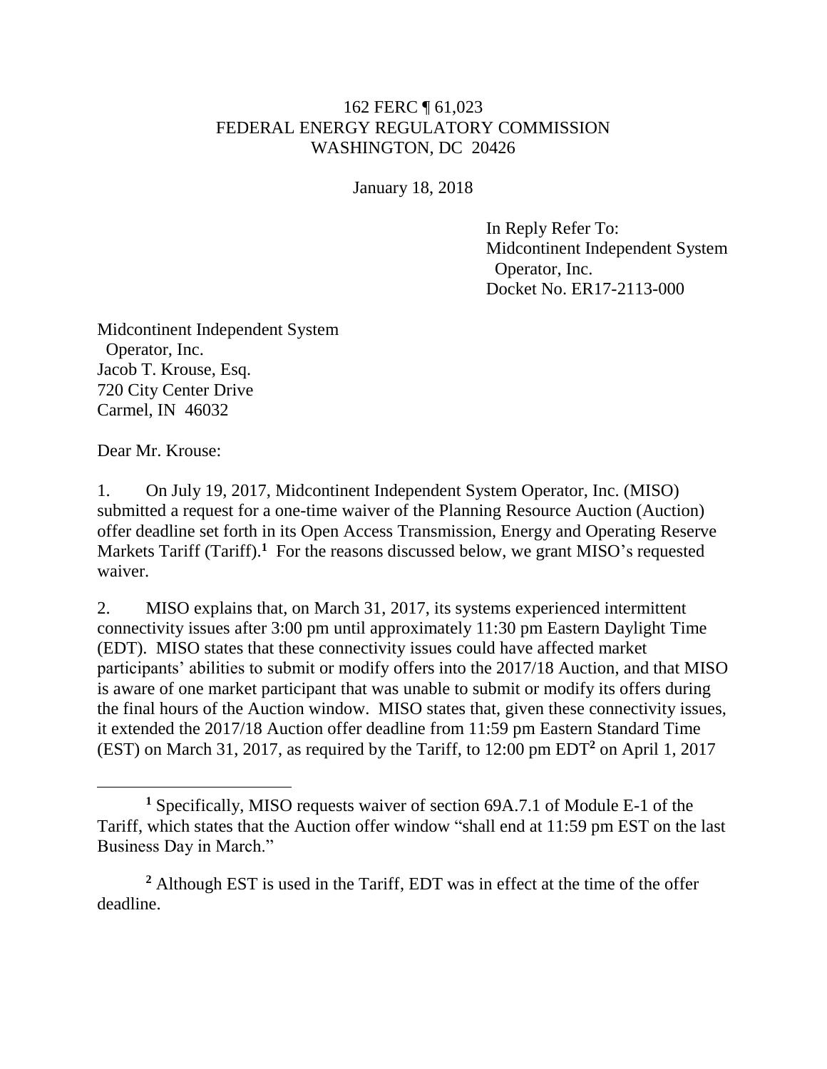162 FERC ¶ 61,023
FEDERAL ENERGY REGULATORY COMMISSION
WASHINGTON, DC 20426

January 18, 2018

In Reply Refer To:
Midcontinent Independent System
Operator, Inc.
Docket No. ER17-2113-000

Midcontinent Independent System
Operator, Inc.
Jacob T. Krouse, Esq.
720 City Center Drive
Carmel, IN 46032

Dear Mr. Krouse:

1. On July 19, 2017, Midcontinent Independent System Operator, Inc. (MISO) submitted a request for a one-time waiver of the Planning Resource Auction (Auction) offer deadline set forth in its Open Access Transmission, Energy and Operating Reserve Markets Tariff (Tariff).[1] For the reasons discussed below, we grant MISO's requested waiver.

2. MISO explains that, on March 31, 2017, its systems experienced intermittent connectivity issues after 3:00 pm until approximately 11:30 pm Eastern Daylight Time (EDT). MISO states that these connectivity issues could have affected market participants' abilities to submit or modify offers into the 2017/18 Auction, and that MISO is aware of one market participant that was unable to submit or modify its offers during the final hours of the Auction window. MISO states that, given these connectivity issues, it extended the 2017/18 Auction offer deadline from 11:59 pm Eastern Standard Time (EST) on March 31, 2017, as required by the Tariff, to 12:00 pm EDT[2] on April 1, 2017

---

[1] Specifically, MISO requests waiver of section 69A.7.1 of Module E-1 of the Tariff, which states that the Auction offer window "shall end at 11:59 pm EST on the last Business Day in March."

[2] Although EST is used in the Tariff, EDT was in effect at the time of the offer deadline.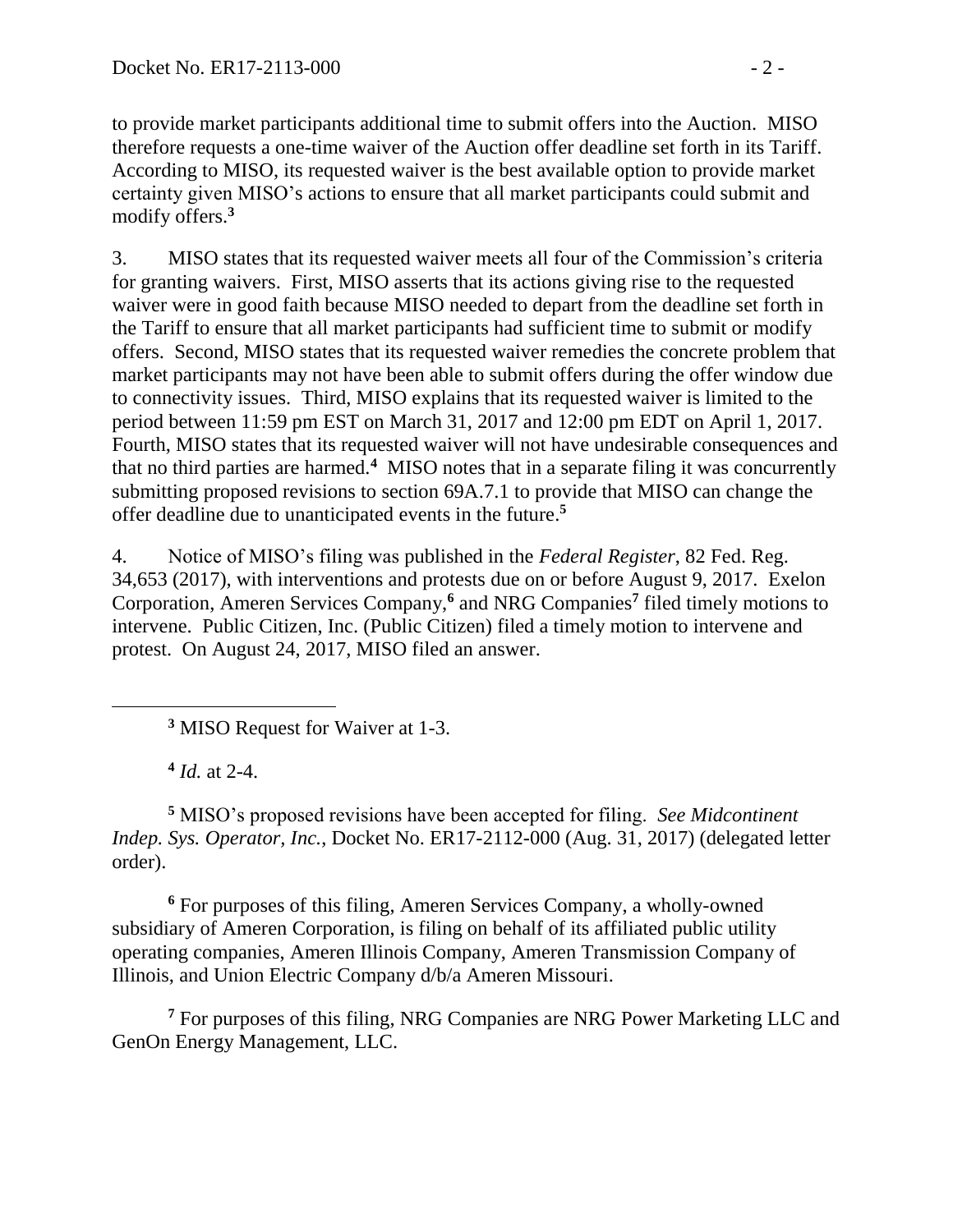to provide market participants additional time to submit offers into the Auction. MISO therefore requests a one-time waiver of the Auction offer deadline set forth in its Tariff. According to MISO, its requested waiver is the best available option to provide market certainty given MISO's actions to ensure that all market participants could submit and modify offers.[3]

3. MISO states that its requested waiver meets all four of the Commission's criteria for granting waivers. First, MISO asserts that its actions giving rise to the requested waiver were in good faith because MISO needed to depart from the deadline set forth in the Tariff to ensure that all market participants had sufficient time to submit or modify offers. Second, MISO states that its requested waiver remedies the concrete problem that market participants may not have been able to submit offers during the offer window due to connectivity issues. Third, MISO explains that its requested waiver is limited to the period between 11:59 pm EST on March 31, 2017 and 12:00 pm EDT on April 1, 2017. Fourth, MISO states that its requested waiver will not have undesirable consequences and that no third parties are harmed.[4] MISO notes that in a separate filing it was concurrently submitting proposed revisions to section 69A.7.1 to provide that MISO can change the offer deadline due to unanticipated events in the future.[5]

4. Notice of MISO's filing was published in the *Federal Register*, 82 Fed. Reg. 34,653 (2017), with interventions and protests due on or before August 9, 2017. Exelon Corporation, Ameren Services Company,[6] and NRG Companies[7] filed timely motions to intervene. Public Citizen, Inc. (Public Citizen) filed a timely motion to intervene and protest. On August 24, 2017, MISO filed an answer.

---

[3] MISO Request for Waiver at 1-3.

[4] *Id.* at 2-4.

[5] MISO's proposed revisions have been accepted for filing. *See Midcontinent Indep. Sys. Operator, Inc.*, Docket No. ER17-2112-000 (Aug. 31, 2017) (delegated letter order).

[6] For purposes of this filing, Ameren Services Company, a wholly-owned subsidiary of Ameren Corporation, is filing on behalf of its affiliated public utility operating companies, Ameren Illinois Company, Ameren Transmission Company of Illinois, and Union Electric Company d/b/a Ameren Missouri.

[7] For purposes of this filing, NRG Companies are NRG Power Marketing LLC and GenOn Energy Management, LLC.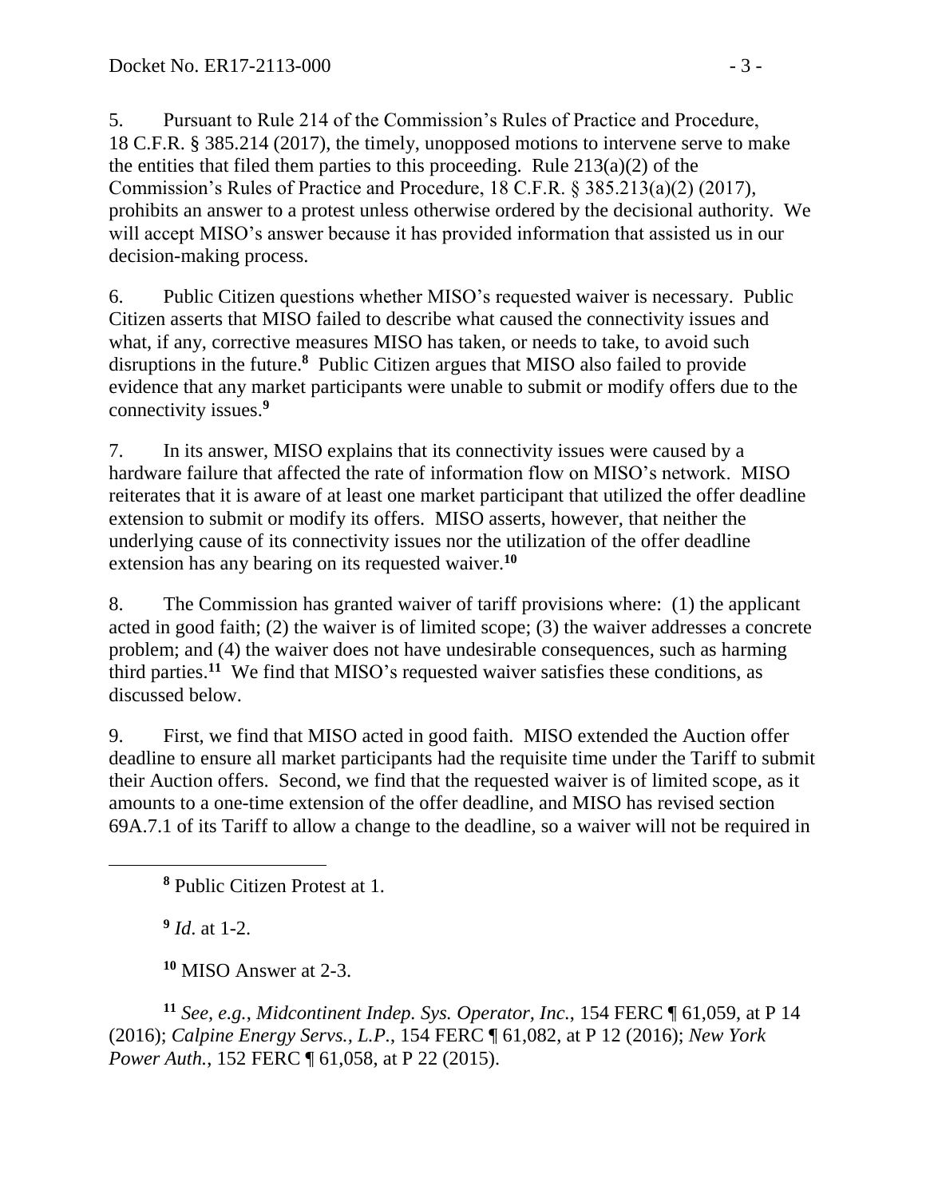5. Pursuant to Rule 214 of the Commission's Rules of Practice and Procedure, 18 C.F.R. § 385.214 (2017), the timely, unopposed motions to intervene serve to make the entities that filed them parties to this proceeding. Rule 213(a)(2) of the Commission's Rules of Practice and Procedure, 18 C.F.R. § 385.213(a)(2) (2017), prohibits an answer to a protest unless otherwise ordered by the decisional authority. We will accept MISO's answer because it has provided information that assisted us in our decision-making process.

6. Public Citizen questions whether MISO's requested waiver is necessary. Public Citizen asserts that MISO failed to describe what caused the connectivity issues and what, if any, corrective measures MISO has taken, or needs to take, to avoid such disruptions in the future.[8] Public Citizen argues that MISO also failed to provide evidence that any market participants were unable to submit or modify offers due to the connectivity issues.[9]

7. In its answer, MISO explains that its connectivity issues were caused by a hardware failure that affected the rate of information flow on MISO's network. MISO reiterates that it is aware of at least one market participant that utilized the offer deadline extension to submit or modify its offers. MISO asserts, however, that neither the underlying cause of its connectivity issues nor the utilization of the offer deadline extension has any bearing on its requested waiver.[10]

8. The Commission has granted waiver of tariff provisions where: (1) the applicant acted in good faith; (2) the waiver is of limited scope; (3) the waiver addresses a concrete problem; and (4) the waiver does not have undesirable consequences, such as harming third parties.[11] We find that MISO's requested waiver satisfies these conditions, as discussed below.

9. First, we find that MISO acted in good faith. MISO extended the Auction offer deadline to ensure all market participants had the requisite time under the Tariff to submit their Auction offers. Second, we find that the requested waiver is of limited scope, as it amounts to a one-time extension of the offer deadline, and MISO has revised section 69A.7.1 of its Tariff to allow a change to the deadline, so a waiver will not be required in

---

[8] Public Citizen Protest at 1.

[9] *Id.* at 1-2.

[10] MISO Answer at 2-3.

[11] *See, e.g.*, *Midcontinent Indep. Sys. Operator, Inc.*, 154 FERC ¶ 61,059, at P 14 (2016); *Calpine Energy Servs., L.P.*, 154 FERC ¶ 61,082, at P 12 (2016); *New York Power Auth.*, 152 FERC ¶ 61,058, at P 22 (2015).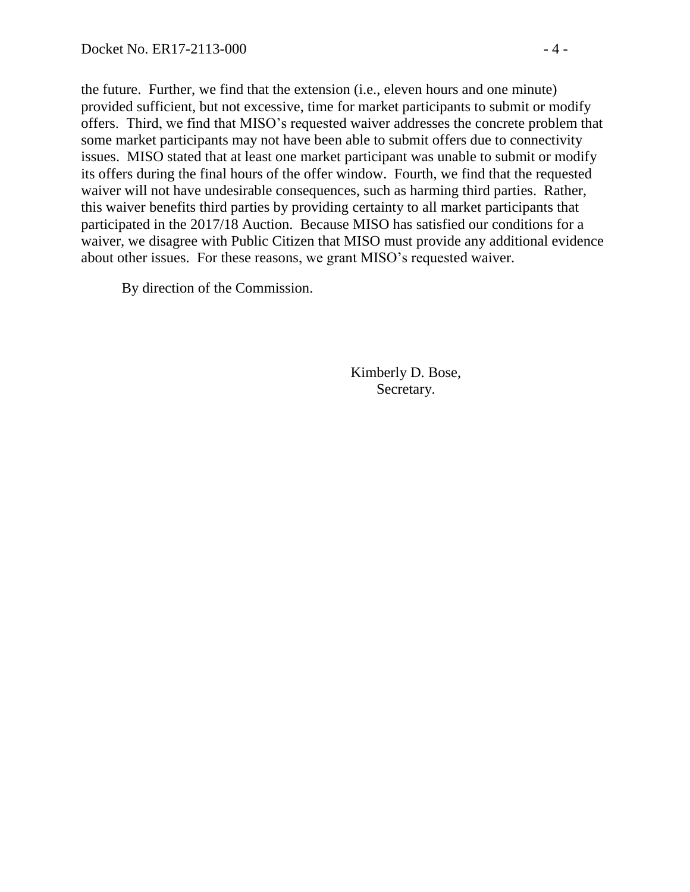the future. Further, we find that the extension (i.e., eleven hours and one minute) provided sufficient, but not excessive, time for market participants to submit or modify offers. Third, we find that MISO's requested waiver addresses the concrete problem that some market participants may not have been able to submit offers due to connectivity issues. MISO stated that at least one market participant was unable to submit or modify its offers during the final hours of the offer window. Fourth, we find that the requested waiver will not have undesirable consequences, such as harming third parties. Rather, this waiver benefits third parties by providing certainty to all market participants that participated in the 2017/18 Auction. Because MISO has satisfied our conditions for a waiver, we disagree with Public Citizen that MISO must provide any additional evidence about other issues. For these reasons, we grant MISO's requested waiver.

By direction of the Commission.

Kimberly D. Bose,
Secretary.